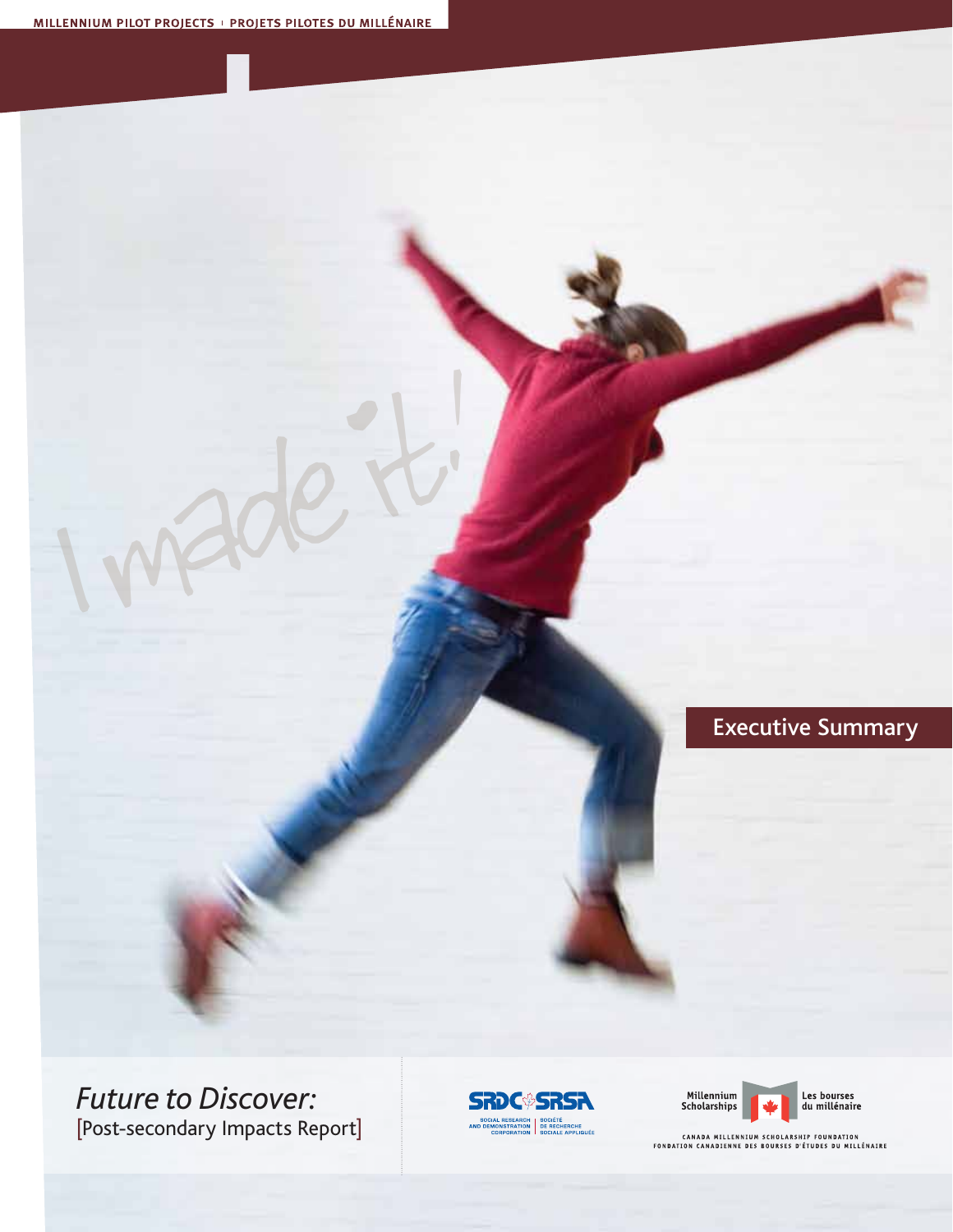MILLENNIUM PILOT PROJECTS | PROJETS PILOTES DU MILLÉNAIRE

I made it!

# Executive Summary

*Future to Discover:*
[Post-secondary Impacts Report]

SRDC SRSA
SOCIAL RESEARCH AND DEMONSTRATION CORPORATION | SOCIÉTÉ DE RECHERCHE SOCIALE APPLIQUÉE

Millennium Scholarships | Les bourses du millénaire

CANADA MILLENNIUM SCHOLARSHIP FOUNDATION
FONDATION CANADIENNE DES BOURSES D'ÉTUDES DU MILLÉNAIRE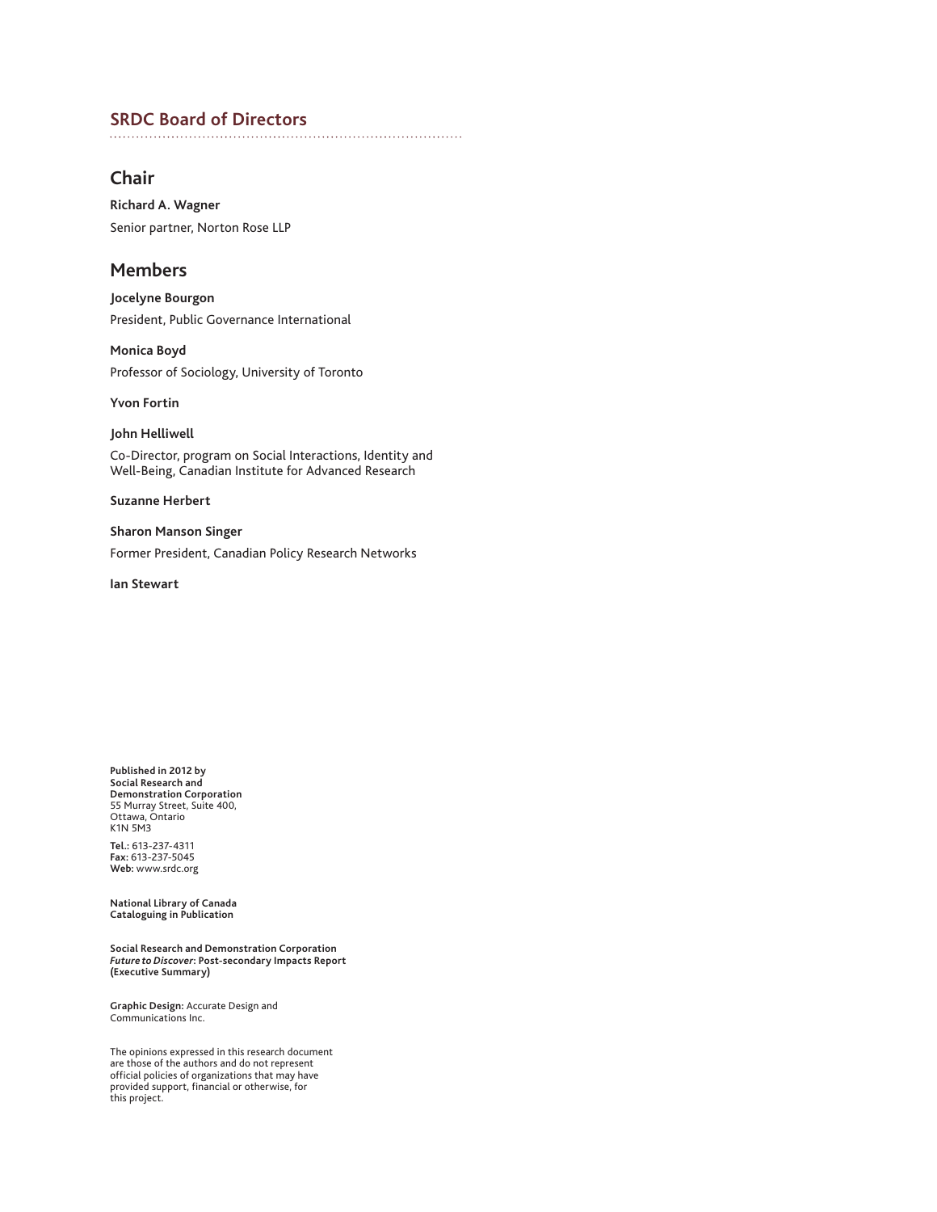## SRDC Board of Directors

### Chair

**Richard A. Wagner**
Senior partner, Norton Rose LLP

### Members

**Jocelyne Bourgon**
President, Public Governance International

**Monica Boyd**
Professor of Sociology, University of Toronto

**Yvon Fortin**

**John Helliwell**
Co-Director, program on Social Interactions, Identity and Well-Being, Canadian Institute for Advanced Research

**Suzanne Herbert**

**Sharon Manson Singer**
Former President, Canadian Policy Research Networks

**Ian Stewart**

**Published in 2012 by**
**Social Research and**
**Demonstration Corporation**
55 Murray Street, Suite 400,
Ottawa, Ontario
K1N 5M3

**Tel.:** 613-237-4311
**Fax:** 613-237-5045
**Web:** www.srdc.org

**National Library of Canada**
**Cataloguing in Publication**

**Social Research and Demonstration Corporation**
***Future to Discover*: Post-secondary Impacts Report**
**(Executive Summary)**

**Graphic Design:** Accurate Design and Communications Inc.

The opinions expressed in this research document are those of the authors and do not represent official policies of organizations that may have provided support, financial or otherwise, for this project.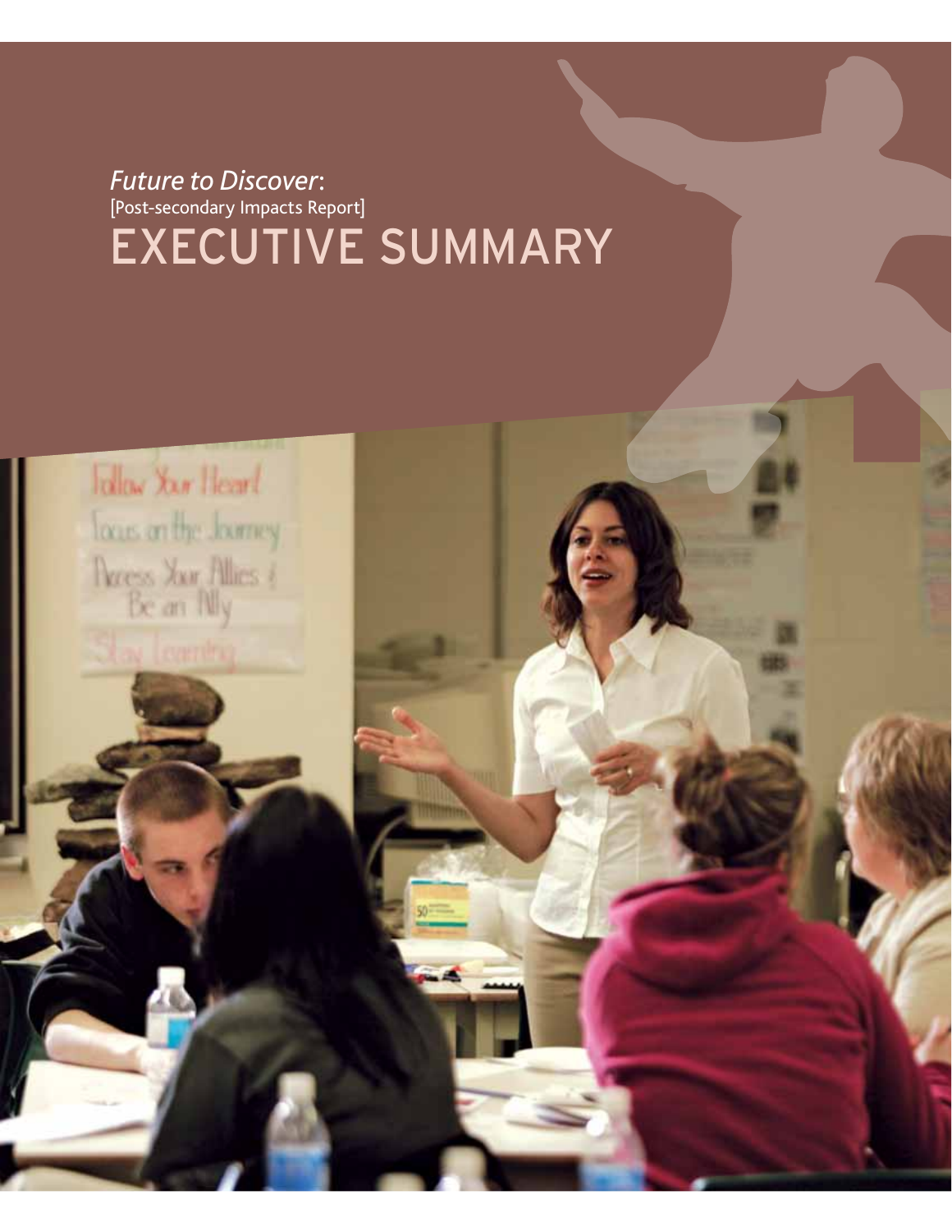*Future to Discover*:
[Post-secondary Impacts Report]

# EXECUTIVE SUMMARY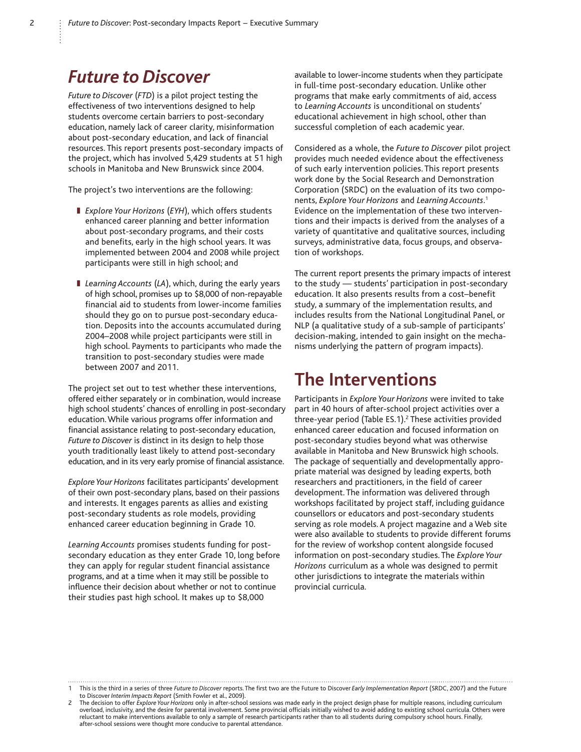# *Future to Discover*

*Future to Discover* (*FTD*) is a pilot project testing the effectiveness of two interventions designed to help students overcome certain barriers to post-secondary education, namely lack of career clarity, misinformation about post-secondary education, and lack of financial resources. This report presents post-secondary impacts of the project, which has involved 5,429 students at 51 high schools in Manitoba and New Brunswick since 2004.

The project's two interventions are the following:

- *Explore Your Horizons* (*EYH*), which offers students enhanced career planning and better information about post-secondary programs, and their costs and benefits, early in the high school years. It was implemented between 2004 and 2008 while project participants were still in high school; and
- *Learning Accounts* (*LA*), which, during the early years of high school, promises up to $8,000 of non-repayable financial aid to students from lower-income families should they go on to pursue post-secondary education. Deposits into the accounts accumulated during 2004–2008 while project participants were still in high school. Payments to participants who made the transition to post-secondary studies were made between 2007 and 2011.

The project set out to test whether these interventions, offered either separately or in combination, would increase high school students' chances of enrolling in post-secondary education. While various programs offer information and financial assistance relating to post-secondary education, *Future to Discover* is distinct in its design to help those youth traditionally least likely to attend post-secondary education, and in its very early promise of financial assistance.

*Explore Your Horizons* facilitates participants' development of their own post-secondary plans, based on their passions and interests. It engages parents as allies and existing post-secondary students as role models, providing enhanced career education beginning in Grade 10.

*Learning Accounts* promises students funding for post-secondary education as they enter Grade 10, long before they can apply for regular student financial assistance programs, and at a time when it may still be possible to influence their decision about whether or not to continue their studies past high school. It makes up to $8,000 available to lower-income students when they participate in full-time post-secondary education. Unlike other programs that make early commitments of aid, access to *Learning Accounts* is unconditional on students' educational achievement in high school, other than successful completion of each academic year.

Considered as a whole, the *Future to Discover* pilot project provides much needed evidence about the effectiveness of such early intervention policies. This report presents work done by the Social Research and Demonstration Corporation (SRDC) on the evaluation of its two components, *Explore Your Horizons* and *Learning Accounts*.[1] Evidence on the implementation of these two interventions and their impacts is derived from the analyses of a variety of quantitative and qualitative sources, including surveys, administrative data, focus groups, and observation of workshops.

The current report presents the primary impacts of interest to the study — students' participation in post-secondary education. It also presents results from a cost–benefit study, a summary of the implementation results, and includes results from the National Longitudinal Panel, or NLP (a qualitative study of a sub-sample of participants' decision-making, intended to gain insight on the mechanisms underlying the pattern of program impacts).

# The Interventions

Participants in *Explore Your Horizons* were invited to take part in 40 hours of after-school project activities over a three-year period (Table ES.1).[2] These activities provided enhanced career education and focused information on post-secondary studies beyond what was otherwise available in Manitoba and New Brunswick high schools. The package of sequentially and developmentally appropriate material was designed by leading experts, both researchers and practitioners, in the field of career development. The information was delivered through workshops facilitated by project staff, including guidance counsellors or educators and post-secondary students serving as role models. A project magazine and a Web site were also available to students to provide different forums for the review of workshop content alongside focused information on post-secondary studies. The *Explore Your Horizons* curriculum as a whole was designed to permit other jurisdictions to integrate the materials within provincial curricula.

1 This is the third in a series of three *Future to Discover* reports. The first two are the Future to Discover *Early Implementation Report* (SRDC, 2007) and the Future to Discover *Interim Impacts Report* (Smith Fowler et al., 2009).

2 The decision to offer *Explore Your Horizons* only in after-school sessions was made early in the project design phase for multiple reasons, including curriculum overload, inclusivity, and the desire for parental involvement. Some provincial officials initially wished to avoid adding to existing school curricula. Others were reluctant to make interventions available to only a sample of research participants rather than to all students during compulsory school hours. Finally, after-school sessions were thought more conducive to parental attendance.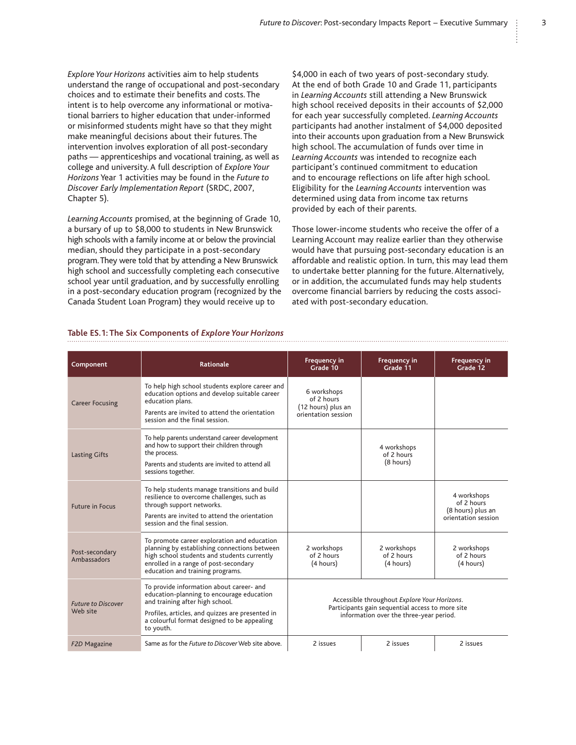*Explore Your Horizons* activities aim to help students understand the range of occupational and post-secondary choices and to estimate their benefits and costs. The intent is to help overcome any informational or motivational barriers to higher education that under-informed or misinformed students might have so that they might make meaningful decisions about their futures. The intervention involves exploration of all post-secondary paths — apprenticeships and vocational training, as well as college and university. A full description of *Explore Your Horizons* Year 1 activities may be found in the *Future to Discover Early Implementation Report* (SRDC, 2007, Chapter 5).

*Learning Accounts* promised, at the beginning of Grade 10, a bursary of up to $8,000 to students in New Brunswick high schools with a family income at or below the provincial median, should they participate in a post-secondary program. They were told that by attending a New Brunswick high school and successfully completing each consecutive school year until graduation, and by successfully enrolling in a post-secondary education program (recognized by the Canada Student Loan Program) they would receive up to $4,000 in each of two years of post-secondary study. At the end of both Grade 10 and Grade 11, participants in *Learning Accounts* still attending a New Brunswick high school received deposits in their accounts of $2,000 for each year successfully completed. *Learning Accounts* participants had another instalment of $4,000 deposited into their accounts upon graduation from a New Brunswick high school. The accumulation of funds over time in *Learning Accounts* was intended to recognize each participant's continued commitment to education and to encourage reflections on life after high school. Eligibility for the *Learning Accounts* intervention was determined using data from income tax returns provided by each of their parents.

Those lower-income students who receive the offer of a Learning Account may realize earlier than they otherwise would have that pursuing post-secondary education is an affordable and realistic option. In turn, this may lead them to undertake better planning for the future. Alternatively, or in addition, the accumulated funds may help students overcome financial barriers by reducing the costs associated with post-secondary education.

**Table ES.1: The Six Components of *Explore Your Horizons***

| Component | Rationale | Frequency in Grade 10 | Frequency in Grade 11 | Frequency in Grade 12 |
|---|---|---|---|---|
| Career Focusing | To help high school students explore career and education options and develop suitable career education plans. Parents are invited to attend the orientation session and the final session. | 6 workshops of 2 hours (12 hours) plus an orientation session | | |
| Lasting Gifts | To help parents understand career development and how to support their children through the process. Parents and students are invited to attend all sessions together. | | 4 workshops of 2 hours (8 hours) | |
| Future in Focus | To help students manage transitions and build resilience to overcome challenges, such as through support networks. Parents are invited to attend the orientation session and the final session. | | | 4 workshops of 2 hours (8 hours) plus an orientation session |
| Post-secondary Ambassadors | To promote career exploration and education planning by establishing connections between high school students and students currently enrolled in a range of post-secondary education and training programs. | 2 workshops of 2 hours (4 hours) | 2 workshops of 2 hours (4 hours) | 2 workshops of 2 hours (4 hours) |
| *Future to Discover* Web site | To provide information about career- and education-planning to encourage education and training after high school. Profiles, articles, and quizzes are presented in a colourful format designed to be appealing to youth. | Accessible throughout *Explore Your Horizons*. Participants gain sequential access to more site information over the three-year period. | | |
| *F2D* Magazine | Same as for the *Future to Discover* Web site above. | 2 issues | 2 issues | 2 issues |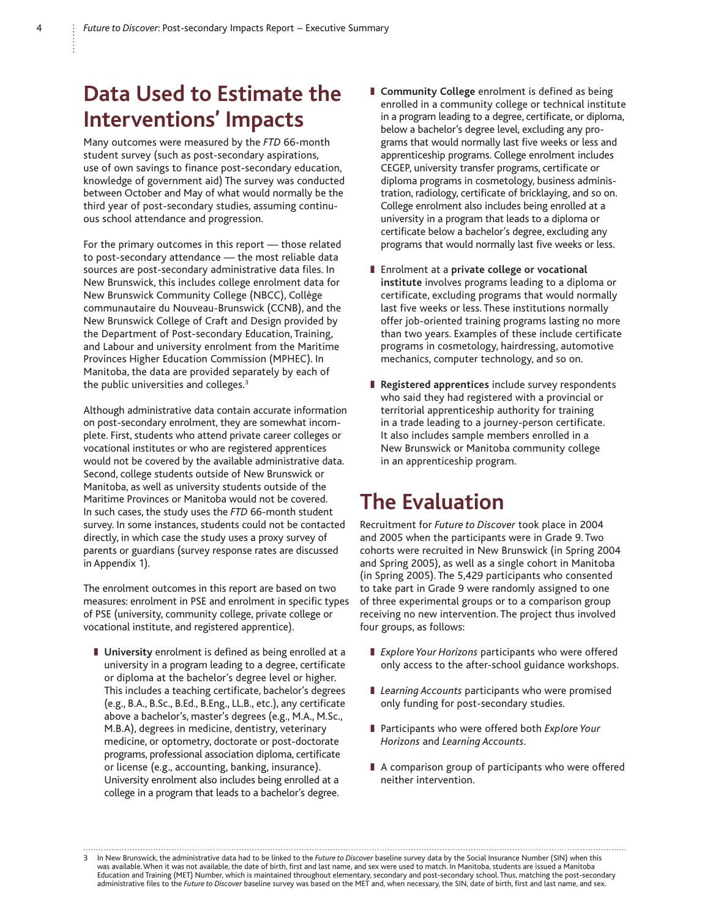## Data Used to Estimate the Interventions' Impacts

Many outcomes were measured by the *FTD* 66-month student survey (such as post-secondary aspirations, use of own savings to finance post-secondary education, knowledge of government aid) The survey was conducted between October and May of what would normally be the third year of post-secondary studies, assuming continuous school attendance and progression.

For the primary outcomes in this report — those related to post-secondary attendance — the most reliable data sources are post-secondary administrative data files. In New Brunswick, this includes college enrolment data for New Brunswick Community College (NBCC), Collège communautaire du Nouveau-Brunswick (CCNB), and the New Brunswick College of Craft and Design provided by the Department of Post-secondary Education, Training, and Labour and university enrolment from the Maritime Provinces Higher Education Commission (MPHEC). In Manitoba, the data are provided separately by each of the public universities and colleges.[3]

Although administrative data contain accurate information on post-secondary enrolment, they are somewhat incomplete. First, students who attend private career colleges or vocational institutes or who are registered apprentices would not be covered by the available administrative data. Second, college students outside of New Brunswick or Manitoba, as well as university students outside of the Maritime Provinces or Manitoba would not be covered. In such cases, the study uses the *FTD* 66-month student survey. In some instances, students could not be contacted directly, in which case the study uses a proxy survey of parents or guardians (survey response rates are discussed in Appendix 1).

The enrolment outcomes in this report are based on two measures: enrolment in PSE and enrolment in specific types of PSE (university, community college, private college or vocational institute, and registered apprentice).

- **University** enrolment is defined as being enrolled at a university in a program leading to a degree, certificate or diploma at the bachelor's degree level or higher. This includes a teaching certificate, bachelor's degrees (e.g., B.A., B.Sc., B.Ed., B.Eng., LL.B., etc.), any certificate above a bachelor's, master's degrees (e.g., M.A., M.Sc., M.B.A), degrees in medicine, dentistry, veterinary medicine, or optometry, doctorate or post-doctorate programs, professional association diploma, certificate or license (e.g., accounting, banking, insurance). University enrolment also includes being enrolled at a college in a program that leads to a bachelor's degree.
- **Community College** enrolment is defined as being enrolled in a community college or technical institute in a program leading to a degree, certificate, or diploma, below a bachelor's degree level, excluding any programs that would normally last five weeks or less and apprenticeship programs. College enrolment includes CEGEP, university transfer programs, certificate or diploma programs in cosmetology, business administration, radiology, certificate of bricklaying, and so on. College enrolment also includes being enrolled at a university in a program that leads to a diploma or certificate below a bachelor's degree, excluding any programs that would normally last five weeks or less.
- Enrolment at a **private college or vocational institute** involves programs leading to a diploma or certificate, excluding programs that would normally last five weeks or less. These institutions normally offer job-oriented training programs lasting no more than two years. Examples of these include certificate programs in cosmetology, hairdressing, automotive mechanics, computer technology, and so on.
- **Registered apprentices** include survey respondents who said they had registered with a provincial or territorial apprenticeship authority for training in a trade leading to a journey-person certificate. It also includes sample members enrolled in a New Brunswick or Manitoba community college in an apprenticeship program.

## The Evaluation

Recruitment for *Future to Discover* took place in 2004 and 2005 when the participants were in Grade 9. Two cohorts were recruited in New Brunswick (in Spring 2004 and Spring 2005), as well as a single cohort in Manitoba (in Spring 2005). The 5,429 participants who consented to take part in Grade 9 were randomly assigned to one of three experimental groups or to a comparison group receiving no new intervention. The project thus involved four groups, as follows:

- *Explore Your Horizons* participants who were offered only access to the after-school guidance workshops.
- *Learning Accounts* participants who were promised only funding for post-secondary studies.
- Participants who were offered both *Explore Your Horizons* and *Learning Accounts*.
- A comparison group of participants who were offered neither intervention.

---

3 In New Brunswick, the administrative data had to be linked to the *Future to Discover* baseline survey data by the Social Insurance Number (SIN) when this was available. When it was not available, the date of birth, first and last name, and sex were used to match. In Manitoba, students are issued a Manitoba Education and Training (MET) Number, which is maintained throughout elementary, secondary and post-secondary school. Thus, matching the post-secondary administrative files to the *Future to Discover* baseline survey was based on the MET and, when necessary, the SIN, date of birth, first and last name, and sex.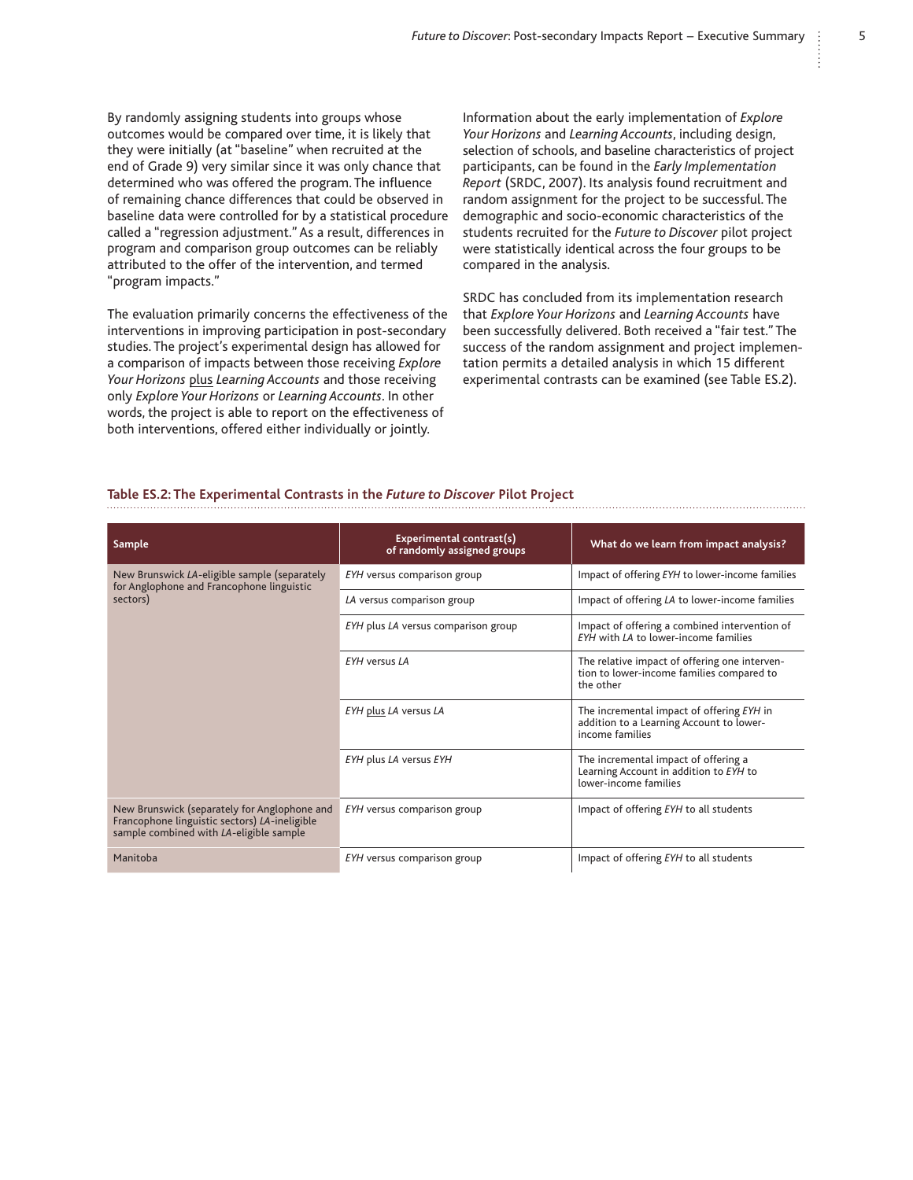By randomly assigning students into groups whose outcomes would be compared over time, it is likely that they were initially (at "baseline" when recruited at the end of Grade 9) very similar since it was only chance that determined who was offered the program. The influence of remaining chance differences that could be observed in baseline data were controlled for by a statistical procedure called a "regression adjustment." As a result, differences in program and comparison group outcomes can be reliably attributed to the offer of the intervention, and termed "program impacts."

The evaluation primarily concerns the effectiveness of the interventions in improving participation in post-secondary studies. The project's experimental design has allowed for a comparison of impacts between those receiving *Explore Your Horizons* plus *Learning Accounts* and those receiving only *Explore Your Horizons* or *Learning Accounts*. In other words, the project is able to report on the effectiveness of both interventions, offered either individually or jointly.

Information about the early implementation of *Explore Your Horizons* and *Learning Accounts*, including design, selection of schools, and baseline characteristics of project participants, can be found in the *Early Implementation Report* (SRDC, 2007). Its analysis found recruitment and random assignment for the project to be successful. The demographic and socio-economic characteristics of the students recruited for the *Future to Discover* pilot project were statistically identical across the four groups to be compared in the analysis.

SRDC has concluded from its implementation research that *Explore Your Horizons* and *Learning Accounts* have been successfully delivered. Both received a "fair test." The success of the random assignment and project implementation permits a detailed analysis in which 15 different experimental contrasts can be examined (see Table ES.2).

**Table ES.2: The Experimental Contrasts in the *Future to Discover* Pilot Project**

| Sample | Experimental contrast(s) of randomly assigned groups | What do we learn from impact analysis? |
|---|---|---|
| New Brunswick *LA*-eligible sample (separately for Anglophone and Francophone linguistic sectors) | *EYH* versus comparison group | Impact of offering *EYH* to lower-income families |
| | *LA* versus comparison group | Impact of offering *LA* to lower-income families |
| | *EYH* plus *LA* versus comparison group | Impact of offering a combined intervention of *EYH* with *LA* to lower-income families |
| | *EYH* versus *LA* | The relative impact of offering one intervention to lower-income families compared to the other |
| | *EYH* plus *LA* versus *LA* | The incremental impact of offering *EYH* in addition to a Learning Account to lower-income families |
| | *EYH* plus *LA* versus *EYH* | The incremental impact of offering a Learning Account in addition to *EYH* to lower-income families |
| New Brunswick (separately for Anglophone and Francophone linguistic sectors) *LA*-ineligible sample combined with *LA*-eligible sample | *EYH* versus comparison group | Impact of offering *EYH* to all students |
| Manitoba | *EYH* versus comparison group | Impact of offering *EYH* to all students |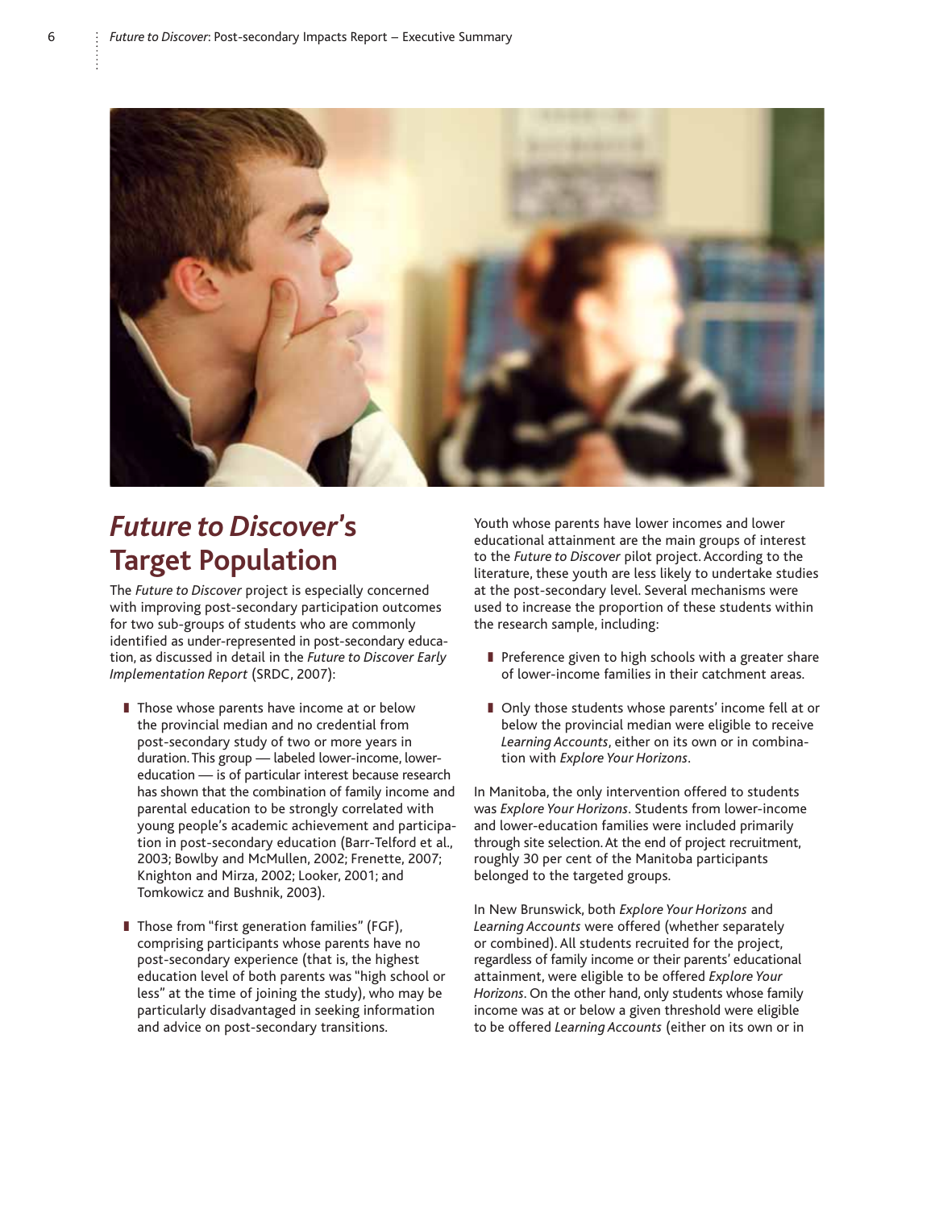# *Future to Discover*'s Target Population

The *Future to Discover* project is especially concerned with improving post-secondary participation outcomes for two sub-groups of students who are commonly identified as under-represented in post-secondary education, as discussed in detail in the *Future to Discover Early Implementation Report* (SRDC, 2007):

- Those whose parents have income at or below the provincial median and no credential from post-secondary study of two or more years in duration. This group — labeled lower-income, lower-education — is of particular interest because research has shown that the combination of family income and parental education to be strongly correlated with young people's academic achievement and participation in post-secondary education (Barr-Telford et al., 2003; Bowlby and McMullen, 2002; Frenette, 2007; Knighton and Mirza, 2002; Looker, 2001; and Tomkowicz and Bushnik, 2003).

- Those from "first generation families" (FGF), comprising participants whose parents have no post-secondary experience (that is, the highest education level of both parents was "high school or less" at the time of joining the study), who may be particularly disadvantaged in seeking information and advice on post-secondary transitions.

Youth whose parents have lower incomes and lower educational attainment are the main groups of interest to the *Future to Discover* pilot project. According to the literature, these youth are less likely to undertake studies at the post-secondary level. Several mechanisms were used to increase the proportion of these students within the research sample, including:

- Preference given to high schools with a greater share of lower-income families in their catchment areas.

- Only those students whose parents' income fell at or below the provincial median were eligible to receive *Learning Accounts*, either on its own or in combination with *Explore Your Horizons*.

In Manitoba, the only intervention offered to students was *Explore Your Horizons*. Students from lower-income and lower-education families were included primarily through site selection. At the end of project recruitment, roughly 30 per cent of the Manitoba participants belonged to the targeted groups.

In New Brunswick, both *Explore Your Horizons* and *Learning Accounts* were offered (whether separately or combined). All students recruited for the project, regardless of family income or their parents' educational attainment, were eligible to be offered *Explore Your Horizons*. On the other hand, only students whose family income was at or below a given threshold were eligible to be offered *Learning Accounts* (either on its own or in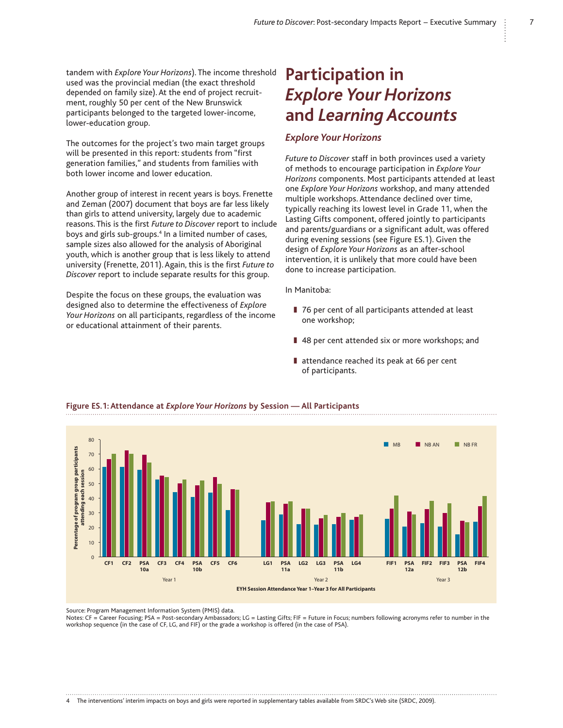tandem with *Explore Your Horizons*). The income threshold used was the provincial median (the exact threshold depended on family size). At the end of project recruitment, roughly 50 per cent of the New Brunswick participants belonged to the targeted lower-income, lower-education group.

The outcomes for the project's two main target groups will be presented in this report: students from "first generation families," and students from families with both lower income and lower education.

Another group of interest in recent years is boys. Frenette and Zeman (2007) document that boys are far less likely than girls to attend university, largely due to academic reasons. This is the first *Future to Discover* report to include boys and girls sub-groups.[4] In a limited number of cases, sample sizes also allowed for the analysis of Aboriginal youth, which is another group that is less likely to attend university (Frenette, 2011). Again, this is the first *Future to Discover* report to include separate results for this group.

Despite the focus on these groups, the evaluation was designed also to determine the effectiveness of *Explore Your Horizons* on all participants, regardless of the income or educational attainment of their parents.

# Participation in *Explore Your Horizons* and *Learning Accounts*

## *Explore Your Horizons*

*Future to Discover* staff in both provinces used a variety of methods to encourage participation in *Explore Your Horizons* components. Most participants attended at least one *Explore Your Horizons* workshop, and many attended multiple workshops. Attendance declined over time, typically reaching its lowest level in Grade 11, when the Lasting Gifts component, offered jointly to participants and parents/guardians or a significant adult, was offered during evening sessions (see Figure ES.1). Given the design of *Explore Your Horizons* as an after-school intervention, it is unlikely that more could have been done to increase participation.

In Manitoba:

- 76 per cent of all participants attended at least one workshop;
- 48 per cent attended six or more workshops; and
- attendance reached its peak at 66 per cent of participants.

**Figure ES.1: Attendance at *Explore Your Horizons* by Session — All Participants**

Percentage of program group participants attending each session

0
10
20
30
40
50
60
70
80

MB NB AN NB FR

CF1 CF2 PSA 10a CF3 CF4 PSA 10b CF5 CF6
Year 1

LG1 PSA 11a LG2 LG3 PSA 11b LG4
Year 2

FIF1 PSA 12a FIF2 FIF3 PSA 12b FIF4
Year 3

EYH Session Attendance Year 1–Year 3 for All Participants

Source: Program Management Information System (PMIS) data.
Notes: CF = Career Focusing; PSA = Post-secondary Ambassadors; LG = Lasting Gifts; FIF = Future in Focus; numbers following acronyms refer to number in the workshop sequence (in the case of CF, LG, and FIF) or the grade a workshop is offered (in the case of PSA).

4 The interventions' interim impacts on boys and girls were reported in supplementary tables available from SRDC's Web site (SRDC, 2009).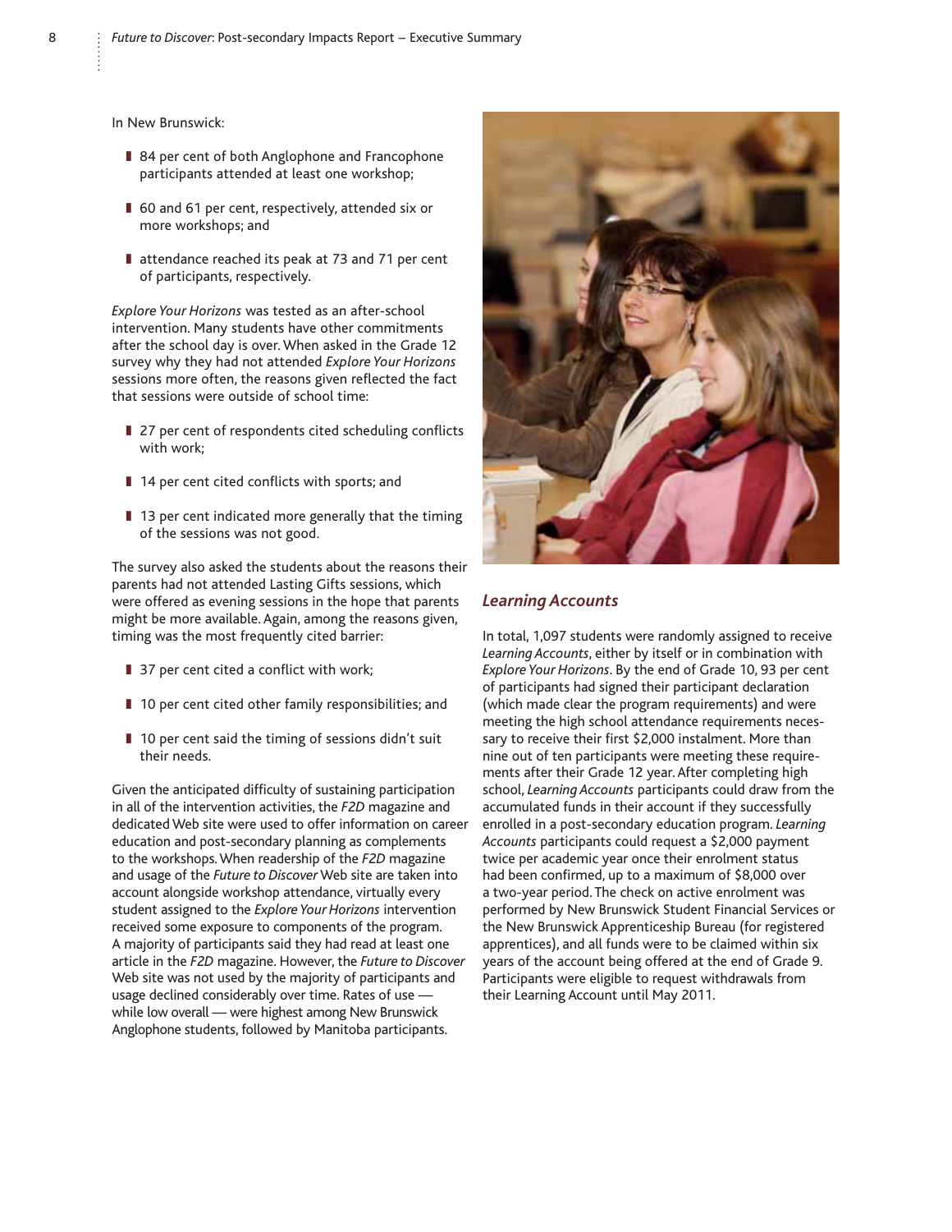In New Brunswick:

- 84 per cent of both Anglophone and Francophone participants attended at least one workshop;
- 60 and 61 per cent, respectively, attended six or more workshops; and
- attendance reached its peak at 73 and 71 per cent of participants, respectively.

*Explore Your Horizons* was tested as an after-school intervention. Many students have other commitments after the school day is over. When asked in the Grade 12 survey why they had not attended *Explore Your Horizons* sessions more often, the reasons given reflected the fact that sessions were outside of school time:

- 27 per cent of respondents cited scheduling conflicts with work;
- 14 per cent cited conflicts with sports; and
- 13 per cent indicated more generally that the timing of the sessions was not good.

The survey also asked the students about the reasons their parents had not attended Lasting Gifts sessions, which were offered as evening sessions in the hope that parents might be more available. Again, among the reasons given, timing was the most frequently cited barrier:

- 37 per cent cited a conflict with work;
- 10 per cent cited other family responsibilities; and
- 10 per cent said the timing of sessions didn't suit their needs.

Given the anticipated difficulty of sustaining participation in all of the intervention activities, the *F2D* magazine and dedicated Web site were used to offer information on career education and post-secondary planning as complements to the workshops. When readership of the *F2D* magazine and usage of the *Future to Discover* Web site are taken into account alongside workshop attendance, virtually every student assigned to the *Explore Your Horizons* intervention received some exposure to components of the program. A majority of participants said they had read at least one article in the *F2D* magazine. However, the *Future to Discover* Web site was not used by the majority of participants and usage declined considerably over time. Rates of use — while low overall — were highest among New Brunswick Anglophone students, followed by Manitoba participants.

### *Learning Accounts*

In total, 1,097 students were randomly assigned to receive *Learning Accounts*, either by itself or in combination with *Explore Your Horizons*. By the end of Grade 10, 93 per cent of participants had signed their participant declaration (which made clear the program requirements) and were meeting the high school attendance requirements necessary to receive their first $2,000 instalment. More than nine out of ten participants were meeting these requirements after their Grade 12 year. After completing high school, *Learning Accounts* participants could draw from the accumulated funds in their account if they successfully enrolled in a post-secondary education program. *Learning Accounts* participants could request a $2,000 payment twice per academic year once their enrolment status had been confirmed, up to a maximum of $8,000 over a two-year period. The check on active enrolment was performed by New Brunswick Student Financial Services or the New Brunswick Apprenticeship Bureau (for registered apprentices), and all funds were to be claimed within six years of the account being offered at the end of Grade 9. Participants were eligible to request withdrawals from their Learning Account until May 2011.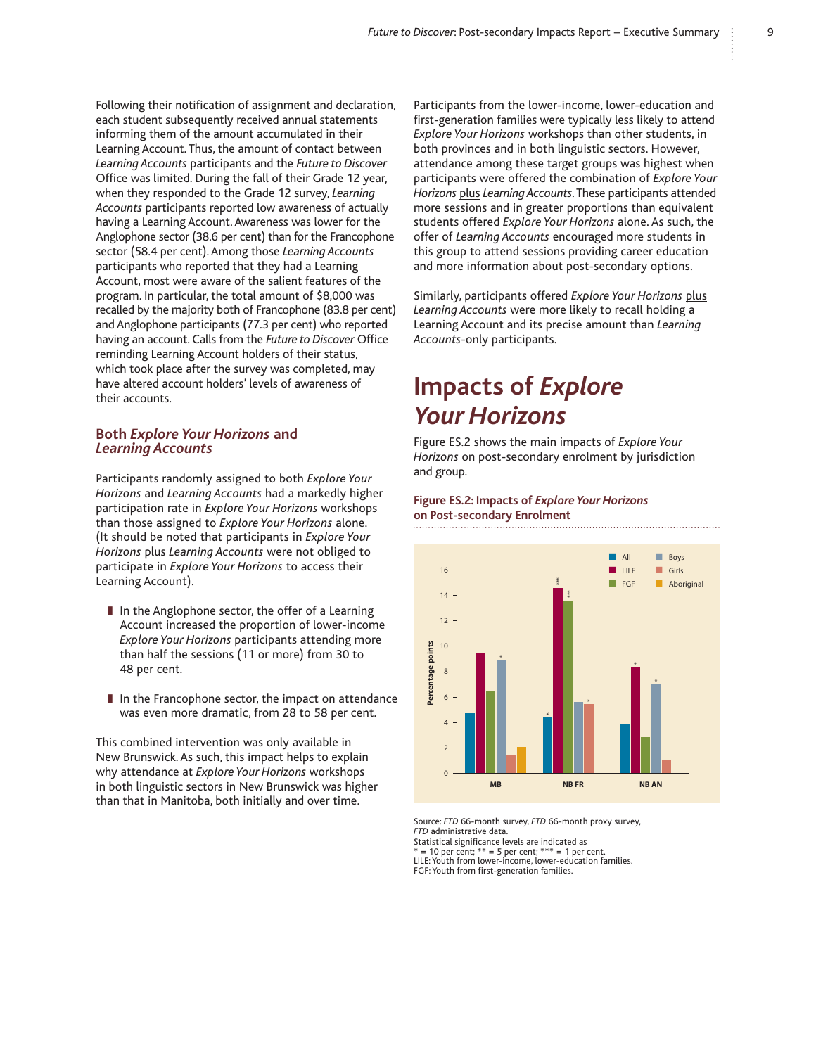Following their notification of assignment and declaration, each student subsequently received annual statements informing them of the amount accumulated in their Learning Account. Thus, the amount of contact between *Learning Accounts* participants and the *Future to Discover* Office was limited. During the fall of their Grade 12 year, when they responded to the Grade 12 survey, *Learning Accounts* participants reported low awareness of actually having a Learning Account. Awareness was lower for the Anglophone sector (38.6 per cent) than for the Francophone sector (58.4 per cent). Among those *Learning Accounts* participants who reported that they had a Learning Account, most were aware of the salient features of the program. In particular, the total amount of $8,000 was recalled by the majority both of Francophone (83.8 per cent) and Anglophone participants (77.3 per cent) who reported having an account. Calls from the *Future to Discover* Office reminding Learning Account holders of their status, which took place after the survey was completed, may have altered account holders' levels of awareness of their accounts.

### Both *Explore Your Horizons* and *Learning Accounts*

Participants randomly assigned to both *Explore Your Horizons* and *Learning Accounts* had a markedly higher participation rate in *Explore Your Horizons* workshops than those assigned to *Explore Your Horizons* alone. (It should be noted that participants in *Explore Your Horizons* plus *Learning Accounts* were not obliged to participate in *Explore Your Horizons* to access their Learning Account).

- In the Anglophone sector, the offer of a Learning Account increased the proportion of lower-income *Explore Your Horizons* participants attending more than half the sessions (11 or more) from 30 to 48 per cent.
- In the Francophone sector, the impact on attendance was even more dramatic, from 28 to 58 per cent.

This combined intervention was only available in New Brunswick. As such, this impact helps to explain why attendance at *Explore Your Horizons* workshops in both linguistic sectors in New Brunswick was higher than that in Manitoba, both initially and over time.

Participants from the lower-income, lower-education and first-generation families were typically less likely to attend *Explore Your Horizons* workshops than other students, in both provinces and in both linguistic sectors. However, attendance among these target groups was highest when participants were offered the combination of *Explore Your Horizons* plus *Learning Accounts*. These participants attended more sessions and in greater proportions than equivalent students offered *Explore Your Horizons* alone. As such, the offer of *Learning Accounts* encouraged more students in this group to attend sessions providing career education and more information about post-secondary options.

Similarly, participants offered *Explore Your Horizons* plus *Learning Accounts* were more likely to recall holding a Learning Account and its precise amount than *Learning Accounts*-only participants.

## Impacts of *Explore Your Horizons*

Figure ES.2 shows the main impacts of *Explore Your Horizons* on post-secondary enrolment by jurisdiction and group.

**Figure ES.2: Impacts of *Explore Your Horizons* on Post-secondary Enrolment**

All
LILE
FGF
Boys
Girls
Aboriginal

Percentage points
0
2
4
6
8
10
12
14
16

MB
NB FR
NB AN

Source: *FTD* 66-month survey, *FTD* 66-month proxy survey, *FTD* administrative data.
Statistical significance levels are indicated as
* = 10 per cent; ** = 5 per cent; *** = 1 per cent.
LILE: Youth from lower-income, lower-education families.
FGF: Youth from first-generation families.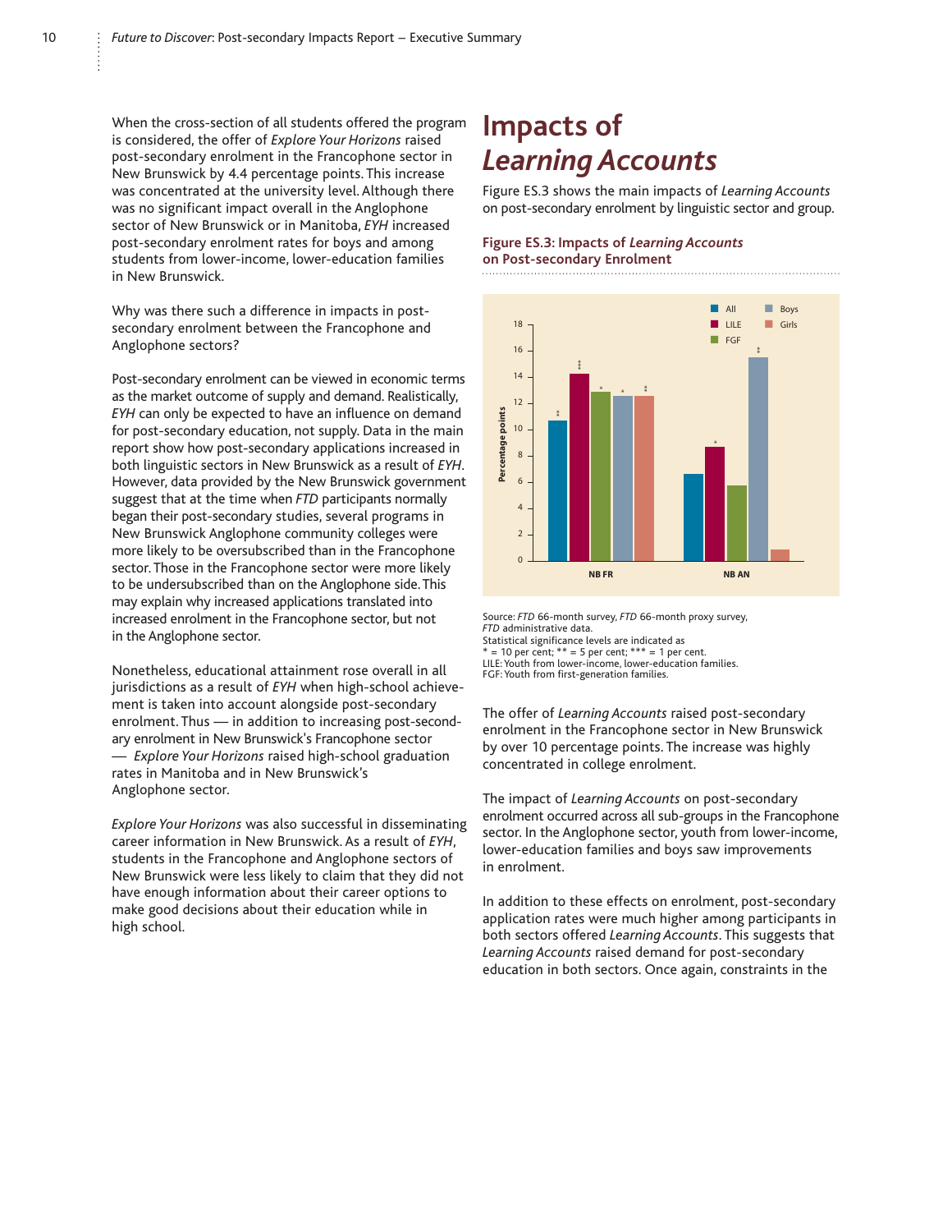When the cross-section of all students offered the program is considered, the offer of *Explore Your Horizons* raised post-secondary enrolment in the Francophone sector in New Brunswick by 4.4 percentage points. This increase was concentrated at the university level. Although there was no significant impact overall in the Anglophone sector of New Brunswick or in Manitoba, *EYH* increased post-secondary enrolment rates for boys and among students from lower-income, lower-education families in New Brunswick.

Why was there such a difference in impacts in post-secondary enrolment between the Francophone and Anglophone sectors?

Post-secondary enrolment can be viewed in economic terms as the market outcome of supply and demand. Realistically, *EYH* can only be expected to have an influence on demand for post-secondary education, not supply. Data in the main report show how post-secondary applications increased in both linguistic sectors in New Brunswick as a result of *EYH*. However, data provided by the New Brunswick government suggest that at the time when *FTD* participants normally began their post-secondary studies, several programs in New Brunswick Anglophone community colleges were more likely to be oversubscribed than in the Francophone sector. Those in the Francophone sector were more likely to be undersubscribed than on the Anglophone side. This may explain why increased applications translated into increased enrolment in the Francophone sector, but not in the Anglophone sector.

Nonetheless, educational attainment rose overall in all jurisdictions as a result of *EYH* when high-school achievement is taken into account alongside post-secondary enrolment. Thus — in addition to increasing post-secondary enrolment in New Brunswick's Francophone sector — *Explore Your Horizons* raised high-school graduation rates in Manitoba and in New Brunswick's Anglophone sector.

*Explore Your Horizons* was also successful in disseminating career information in New Brunswick. As a result of *EYH*, students in the Francophone and Anglophone sectors of New Brunswick were less likely to claim that they did not have enough information about their career options to make good decisions about their education while in high school.

# Impacts of *Learning Accounts*

Figure ES.3 shows the main impacts of *Learning Accounts* on post-secondary enrolment by linguistic sector and group.

**Figure ES.3: Impacts of *Learning Accounts* on Post-secondary Enrolment**

All
LILE
FGF
Boys
Girls

Percentage points

0
2
4
6
8
10
12
14
16
18

NB FR
NB AN

Source: *FTD* 66-month survey, *FTD* 66-month proxy survey, *FTD* administrative data.
Statistical significance levels are indicated as
* = 10 per cent; ** = 5 per cent; *** = 1 per cent.
LILE: Youth from lower-income, lower-education families.
FGF: Youth from first-generation families.

The offer of *Learning Accounts* raised post-secondary enrolment in the Francophone sector in New Brunswick by over 10 percentage points. The increase was highly concentrated in college enrolment.

The impact of *Learning Accounts* on post-secondary enrolment occurred across all sub-groups in the Francophone sector. In the Anglophone sector, youth from lower-income, lower-education families and boys saw improvements in enrolment.

In addition to these effects on enrolment, post-secondary application rates were much higher among participants in both sectors offered *Learning Accounts*. This suggests that *Learning Accounts* raised demand for post-secondary education in both sectors. Once again, constraints in the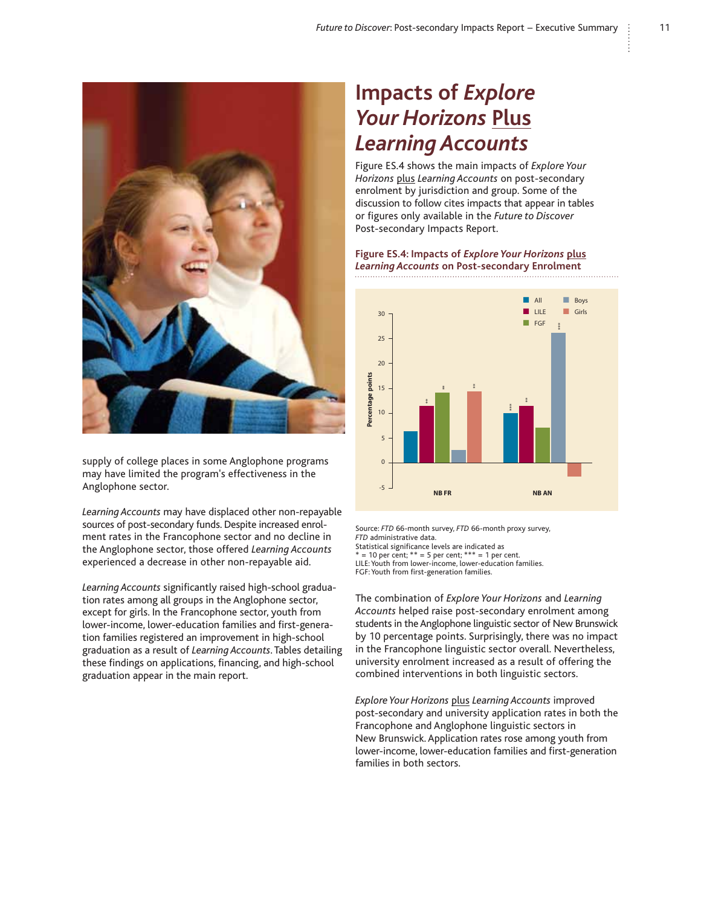supply of college places in some Anglophone programs may have limited the program's effectiveness in the Anglophone sector.

*Learning Accounts* may have displaced other non-repayable sources of post-secondary funds. Despite increased enrolment rates in the Francophone sector and no decline in the Anglophone sector, those offered *Learning Accounts* experienced a decrease in other non-repayable aid.

*Learning Accounts* significantly raised high-school graduation rates among all groups in the Anglophone sector, except for girls. In the Francophone sector, youth from lower-income, lower-education families and first-generation families registered an improvement in high-school graduation as a result of *Learning Accounts*. Tables detailing these findings on applications, financing, and high-school graduation appear in the main report.

## Impacts of *Explore Your Horizons* Plus *Learning Accounts*

Figure ES.4 shows the main impacts of *Explore Your Horizons* plus *Learning Accounts* on post-secondary enrolment by jurisdiction and group. Some of the discussion to follow cites impacts that appear in tables or figures only available in the *Future to Discover* Post-secondary Impacts Report.

**Figure ES.4: Impacts of *Explore Your Horizons* plus *Learning Accounts* on Post-secondary Enrolment**

Source: *FTD* 66-month survey, *FTD* 66-month proxy survey, *FTD* administrative data.
Statistical significance levels are indicated as
* = 10 per cent; ** = 5 per cent; *** = 1 per cent.
LILE: Youth from lower-income, lower-education families.
FGF: Youth from first-generation families.

The combination of *Explore Your Horizons* and *Learning Accounts* helped raise post-secondary enrolment among students in the Anglophone linguistic sector of New Brunswick by 10 percentage points. Surprisingly, there was no impact in the Francophone linguistic sector overall. Nevertheless, university enrolment increased as a result of offering the combined interventions in both linguistic sectors.

*Explore Your Horizons* plus *Learning Accounts* improved post-secondary and university application rates in both the Francophone and Anglophone linguistic sectors in New Brunswick. Application rates rose among youth from lower-income, lower-education families and first-generation families in both sectors.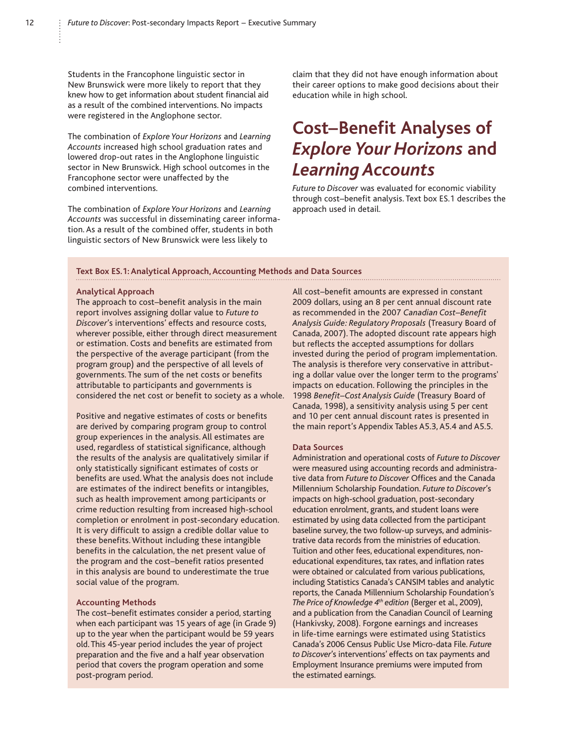Students in the Francophone linguistic sector in New Brunswick were more likely to report that they knew how to get information about student financial aid as a result of the combined interventions. No impacts were registered in the Anglophone sector.

The combination of *Explore Your Horizons* and *Learning Accounts* increased high school graduation rates and lowered drop-out rates in the Anglophone linguistic sector in New Brunswick. High school outcomes in the Francophone sector were unaffected by the combined interventions.

The combination of *Explore Your Horizons* and *Learning Accounts* was successful in disseminating career information. As a result of the combined offer, students in both linguistic sectors of New Brunswick were less likely to claim that they did not have enough information about their career options to make good decisions about their education while in high school.

# Cost–Benefit Analyses of *Explore Your Horizons* and *Learning Accounts*

*Future to Discover* was evaluated for economic viability through cost–benefit analysis. Text box ES.1 describes the approach used in detail.

**Text Box ES.1: Analytical Approach, Accounting Methods and Data Sources**

**Analytical Approach**

The approach to cost–benefit analysis in the main report involves assigning dollar value to *Future to Discover*'s interventions' effects and resource costs, wherever possible, either through direct measurement or estimation. Costs and benefits are estimated from the perspective of the average participant (from the program group) and the perspective of all levels of governments. The sum of the net costs or benefits attributable to participants and governments is considered the net cost or benefit to society as a whole.

Positive and negative estimates of costs or benefits are derived by comparing program group to control group experiences in the analysis. All estimates are used, regardless of statistical significance, although the results of the analysis are qualitatively similar if only statistically significant estimates of costs or benefits are used. What the analysis does not include are estimates of the indirect benefits or intangibles, such as health improvement among participants or crime reduction resulting from increased high-school completion or enrolment in post-secondary education. It is very difficult to assign a credible dollar value to these benefits. Without including these intangible benefits in the calculation, the net present value of the program and the cost–benefit ratios presented in this analysis are bound to underestimate the true social value of the program.

**Accounting Methods**

The cost–benefit estimates consider a period, starting when each participant was 15 years of age (in Grade 9) up to the year when the participant would be 59 years old. This 45-year period includes the year of project preparation and the five and a half year observation period that covers the program operation and some post-program period.

All cost–benefit amounts are expressed in constant 2009 dollars, using an 8 per cent annual discount rate as recommended in the 2007 *Canadian Cost–Benefit Analysis Guide: Regulatory Proposals* (Treasury Board of Canada, 2007). The adopted discount rate appears high but reflects the accepted assumptions for dollars invested during the period of program implementation. The analysis is therefore very conservative in attributing a dollar value over the longer term to the programs' impacts on education. Following the principles in the 1998 *Benefit–Cost Analysis Guide* (Treasury Board of Canada, 1998), a sensitivity analysis using 5 per cent and 10 per cent annual discount rates is presented in the main report's Appendix Tables A5.3, A5.4 and A5.5.

**Data Sources**

Administration and operational costs of *Future to Discover* were measured using accounting records and administrative data from *Future to Discover* Offices and the Canada Millennium Scholarship Foundation. *Future to Discover*'s impacts on high-school graduation, post-secondary education enrolment, grants, and student loans were estimated by using data collected from the participant baseline survey, the two follow-up surveys, and administrative data records from the ministries of education. Tuition and other fees, educational expenditures, non-educational expenditures, tax rates, and inflation rates were obtained or calculated from various publications, including Statistics Canada's CANSIM tables and analytic reports, the Canada Millennium Scholarship Foundation's *The Price of Knowledge 4th edition* (Berger et al., 2009), and a publication from the Canadian Council of Learning (Hankivsky, 2008). Forgone earnings and increases in life-time earnings were estimated using Statistics Canada's 2006 Census Public Use Micro-data File. *Future to Discover*'s interventions' effects on tax payments and Employment Insurance premiums were imputed from the estimated earnings.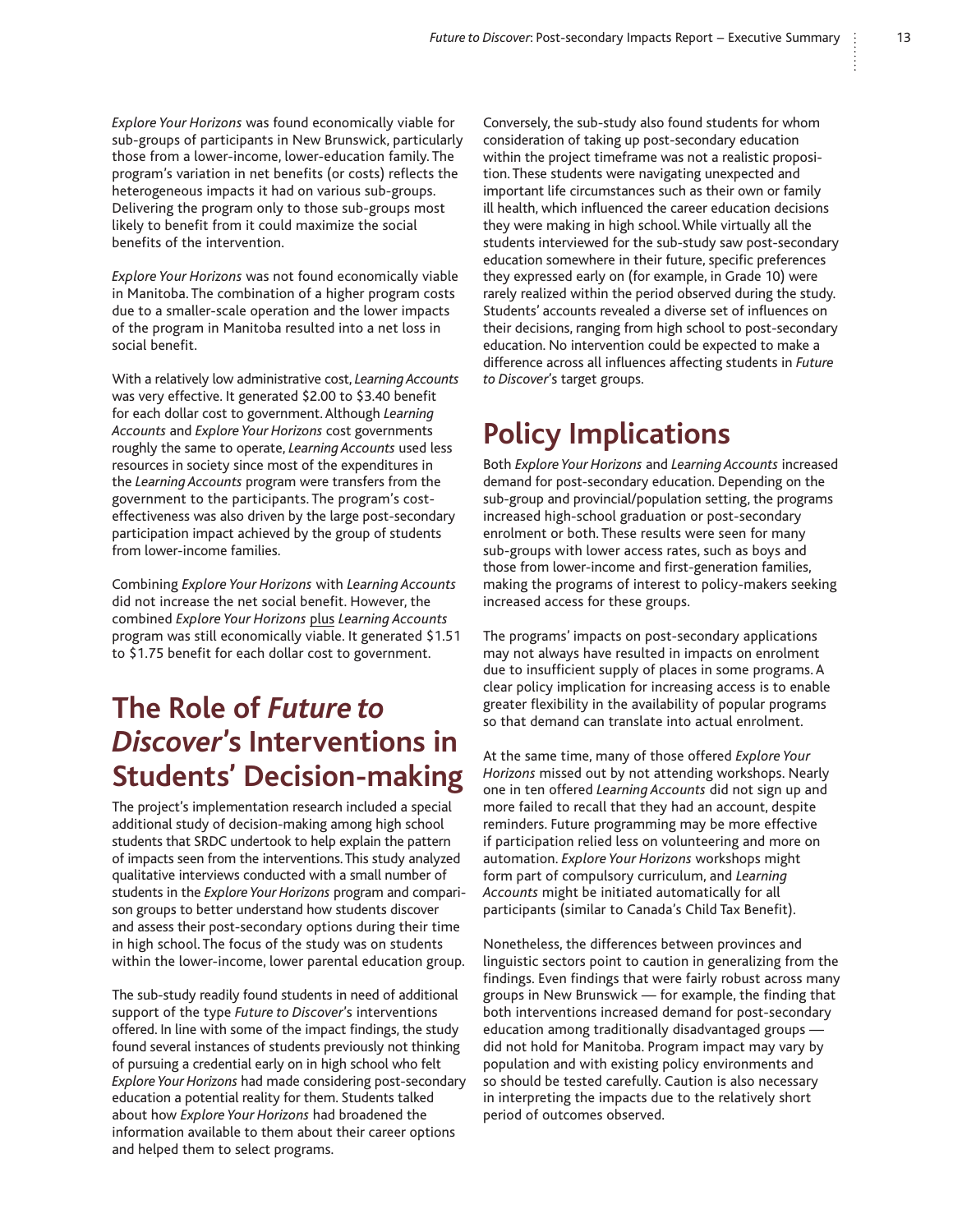*Explore Your Horizons* was found economically viable for sub-groups of participants in New Brunswick, particularly those from a lower-income, lower-education family. The program's variation in net benefits (or costs) reflects the heterogeneous impacts it had on various sub-groups. Delivering the program only to those sub-groups most likely to benefit from it could maximize the social benefits of the intervention.

*Explore Your Horizons* was not found economically viable in Manitoba. The combination of a higher program costs due to a smaller-scale operation and the lower impacts of the program in Manitoba resulted into a net loss in social benefit.

With a relatively low administrative cost, *Learning Accounts* was very effective. It generated $2.00 to $3.40 benefit for each dollar cost to government. Although *Learning Accounts* and *Explore Your Horizons* cost governments roughly the same to operate, *Learning Accounts* used less resources in society since most of the expenditures in the *Learning Accounts* program were transfers from the government to the participants. The program's cost-effectiveness was also driven by the large post-secondary participation impact achieved by the group of students from lower-income families.

Combining *Explore Your Horizons* with *Learning Accounts* did not increase the net social benefit. However, the combined *Explore Your Horizons* plus *Learning Accounts* program was still economically viable. It generated $1.51 to $1.75 benefit for each dollar cost to government.

## The Role of *Future to Discover*'s Interventions in Students' Decision-making

The project's implementation research included a special additional study of decision-making among high school students that SRDC undertook to help explain the pattern of impacts seen from the interventions. This study analyzed qualitative interviews conducted with a small number of students in the *Explore Your Horizons* program and comparison groups to better understand how students discover and assess their post-secondary options during their time in high school. The focus of the study was on students within the lower-income, lower parental education group.

The sub-study readily found students in need of additional support of the type *Future to Discover*'s interventions offered. In line with some of the impact findings, the study found several instances of students previously not thinking of pursuing a credential early on in high school who felt *Explore Your Horizons* had made considering post-secondary education a potential reality for them. Students talked about how *Explore Your Horizons* had broadened the information available to them about their career options and helped them to select programs.

Conversely, the sub-study also found students for whom consideration of taking up post-secondary education within the project timeframe was not a realistic proposition. These students were navigating unexpected and important life circumstances such as their own or family ill health, which influenced the career education decisions they were making in high school. While virtually all the students interviewed for the sub-study saw post-secondary education somewhere in their future, specific preferences they expressed early on (for example, in Grade 10) were rarely realized within the period observed during the study. Students' accounts revealed a diverse set of influences on their decisions, ranging from high school to post-secondary education. No intervention could be expected to make a difference across all influences affecting students in *Future to Discover*'s target groups.

## Policy Implications

Both *Explore Your Horizons* and *Learning Accounts* increased demand for post-secondary education. Depending on the sub-group and provincial/population setting, the programs increased high-school graduation or post-secondary enrolment or both. These results were seen for many sub-groups with lower access rates, such as boys and those from lower-income and first-generation families, making the programs of interest to policy-makers seeking increased access for these groups.

The programs' impacts on post-secondary applications may not always have resulted in impacts on enrolment due to insufficient supply of places in some programs. A clear policy implication for increasing access is to enable greater flexibility in the availability of popular programs so that demand can translate into actual enrolment.

At the same time, many of those offered *Explore Your Horizons* missed out by not attending workshops. Nearly one in ten offered *Learning Accounts* did not sign up and more failed to recall that they had an account, despite reminders. Future programming may be more effective if participation relied less on volunteering and more on automation. *Explore Your Horizons* workshops might form part of compulsory curriculum, and *Learning Accounts* might be initiated automatically for all participants (similar to Canada's Child Tax Benefit).

Nonetheless, the differences between provinces and linguistic sectors point to caution in generalizing from the findings. Even findings that were fairly robust across many groups in New Brunswick — for example, the finding that both interventions increased demand for post-secondary education among traditionally disadvantaged groups — did not hold for Manitoba. Program impact may vary by population and with existing policy environments and so should be tested carefully. Caution is also necessary in interpreting the impacts due to the relatively short period of outcomes observed.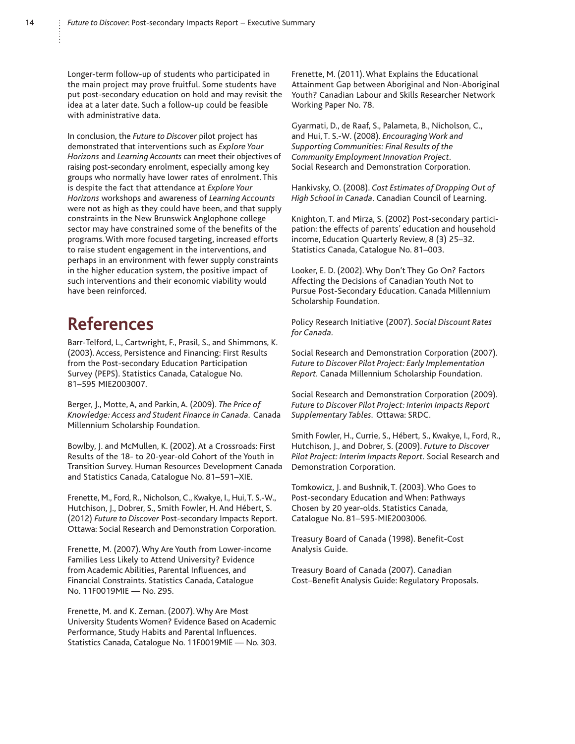Longer-term follow-up of students who participated in the main project may prove fruitful. Some students have put post-secondary education on hold and may revisit the idea at a later date. Such a follow-up could be feasible with administrative data.

In conclusion, the *Future to Discover* pilot project has demonstrated that interventions such as *Explore Your Horizons* and *Learning Accounts* can meet their objectives of raising post-secondary enrolment, especially among key groups who normally have lower rates of enrolment. This is despite the fact that attendance at *Explore Your Horizons* workshops and awareness of *Learning Accounts* were not as high as they could have been, and that supply constraints in the New Brunswick Anglophone college sector may have constrained some of the benefits of the programs. With more focused targeting, increased efforts to raise student engagement in the interventions, and perhaps in an environment with fewer supply constraints in the higher education system, the positive impact of such interventions and their economic viability would have been reinforced.

# References

Barr-Telford, L., Cartwright, F., Prasil, S., and Shimmons, K. (2003). Access, Persistence and Financing: First Results from the Post-secondary Education Participation Survey (PEPS). Statistics Canada, Catalogue No. 81–595 MIE2003007.

Berger, J., Motte, A, and Parkin, A. (2009). *The Price of Knowledge: Access and Student Finance in Canada*. Canada Millennium Scholarship Foundation.

Bowlby, J. and McMullen, K. (2002). At a Crossroads: First Results of the 18- to 20-year-old Cohort of the Youth in Transition Survey. Human Resources Development Canada and Statistics Canada, Catalogue No. 81–591–XIE.

Frenette, M., Ford, R., Nicholson, C., Kwakye, I., Hui, T. S.-W., Hutchison, J., Dobrer, S., Smith Fowler, H. And Hébert, S. (2012) *Future to Discover* Post-secondary Impacts Report. Ottawa: Social Research and Demonstration Corporation.

Frenette, M. (2007). Why Are Youth from Lower-income Families Less Likely to Attend University? Evidence from Academic Abilities, Parental Influences, and Financial Constraints. Statistics Canada, Catalogue No. 11F0019MIE — No. 295.

Frenette, M. and K. Zeman. (2007). Why Are Most University Students Women? Evidence Based on Academic Performance, Study Habits and Parental Influences. Statistics Canada, Catalogue No. 11F0019MIE — No. 303.

Frenette, M. (2011). What Explains the Educational Attainment Gap between Aboriginal and Non-Aboriginal Youth? Canadian Labour and Skills Researcher Network Working Paper No. 78.

Gyarmati, D., de Raaf, S., Palameta, B., Nicholson, C., and Hui, T. S.-W. (2008). *Encouraging Work and Supporting Communities: Final Results of the Community Employment Innovation Project*. Social Research and Demonstration Corporation.

Hankivsky, O. (2008). *Cost Estimates of Dropping Out of High School in Canada*. Canadian Council of Learning.

Knighton, T. and Mirza, S. (2002) Post-secondary participation: the effects of parents' education and household income, Education Quarterly Review, 8 (3) 25–32. Statistics Canada, Catalogue No. 81–003.

Looker, E. D. (2002). Why Don't They Go On? Factors Affecting the Decisions of Canadian Youth Not to Pursue Post-Secondary Education. Canada Millennium Scholarship Foundation.

Policy Research Initiative (2007). *Social Discount Rates for Canada*.

Social Research and Demonstration Corporation (2007). *Future to Discover Pilot Project: Early Implementation Report*. Canada Millennium Scholarship Foundation.

Social Research and Demonstration Corporation (2009). *Future to Discover Pilot Project: Interim Impacts Report Supplementary Tables*. Ottawa: SRDC.

Smith Fowler, H., Currie, S., Hébert, S., Kwakye, I., Ford, R., Hutchison, J., and Dobrer, S. (2009). *Future to Discover Pilot Project: Interim Impacts Report*. Social Research and Demonstration Corporation.

Tomkowicz, J. and Bushnik, T. (2003). Who Goes to Post-secondary Education and When: Pathways Chosen by 20 year-olds. Statistics Canada, Catalogue No. 81–595-MIE2003006.

Treasury Board of Canada (1998). Benefit-Cost Analysis Guide.

Treasury Board of Canada (2007). Canadian Cost–Benefit Analysis Guide: Regulatory Proposals.